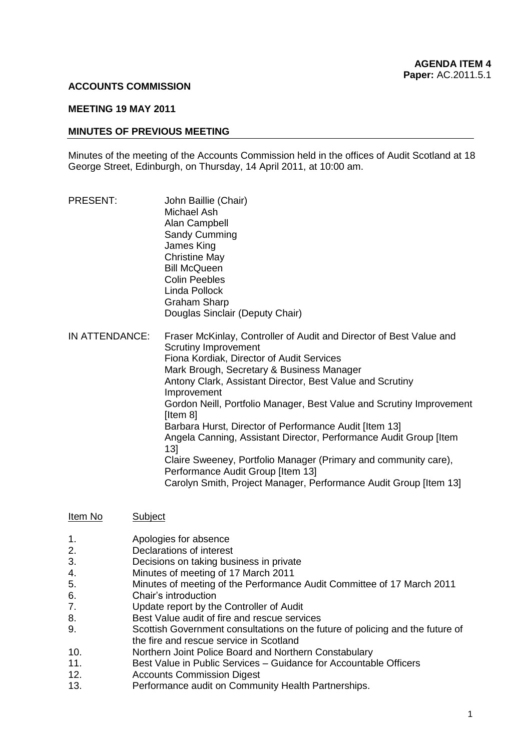**AGENDA ITEM 4**
**Paper:** AC.2011.5.1

**ACCOUNTS COMMISSION**

**MEETING 19 MAY 2011**

**MINUTES OF PREVIOUS MEETING**

Minutes of the meeting of the Accounts Commission held in the offices of Audit Scotland at 18 George Street, Edinburgh, on Thursday, 14 April 2011, at 10:00 am.

PRESENT:

John Baillie (Chair)
Michael Ash
Alan Campbell
Sandy Cumming
James King
Christine May
Bill McQueen
Colin Peebles
Linda Pollock
Graham Sharp
Douglas Sinclair (Deputy Chair)

IN ATTENDANCE:

Fraser McKinlay, Controller of Audit and Director of Best Value and Scrutiny Improvement
Fiona Kordiak, Director of Audit Services
Mark Brough, Secretary & Business Manager
Antony Clark, Assistant Director, Best Value and Scrutiny Improvement
Gordon Neill, Portfolio Manager, Best Value and Scrutiny Improvement [Item 8]
Barbara Hurst, Director of Performance Audit [Item 13]
Angela Canning, Assistant Director, Performance Audit Group [Item 13]
Claire Sweeney, Portfolio Manager (Primary and community care), Performance Audit Group [Item 13]
Carolyn Smith, Project Manager, Performance Audit Group [Item 13]

| Item No | Subject |
|---|---|
| 1. | Apologies for absence |
| 2. | Declarations of interest |
| 3. | Decisions on taking business in private |
| 4. | Minutes of meeting of 17 March 2011 |
| 5. | Minutes of meeting of the Performance Audit Committee of 17 March 2011 |
| 6. | Chair's introduction |
| 7. | Update report by the Controller of Audit |
| 8. | Best Value audit of fire and rescue services |
| 9. | Scottish Government consultations on the future of policing and the future of the fire and rescue service in Scotland |
| 10. | Northern Joint Police Board and Northern Constabulary |
| 11. | Best Value in Public Services – Guidance for Accountable Officers |
| 12. | Accounts Commission Digest |
| 13. | Performance audit on Community Health Partnerships. |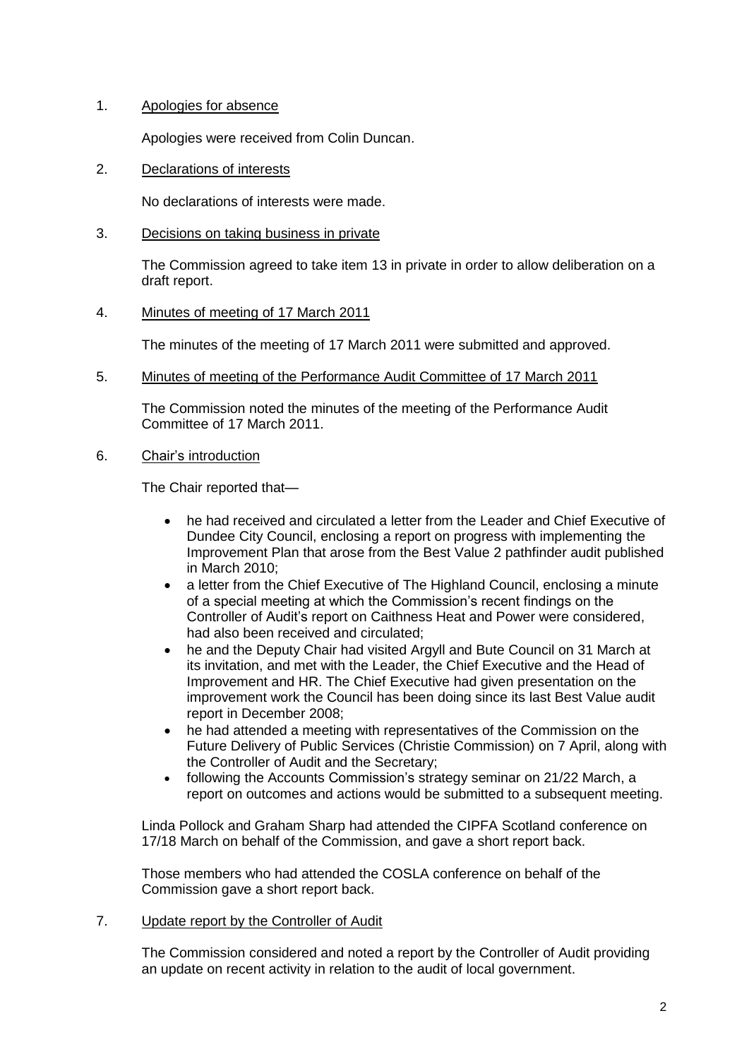1. Apologies for absence

   Apologies were received from Colin Duncan.

2. Declarations of interests

   No declarations of interests were made.

3. Decisions on taking business in private

   The Commission agreed to take item 13 in private in order to allow deliberation on a draft report.

4. Minutes of meeting of 17 March 2011

   The minutes of the meeting of 17 March 2011 were submitted and approved.

5. Minutes of meeting of the Performance Audit Committee of 17 March 2011

   The Commission noted the minutes of the meeting of the Performance Audit Committee of 17 March 2011.

6. Chair's introduction

   The Chair reported that—

   - he had received and circulated a letter from the Leader and Chief Executive of Dundee City Council, enclosing a report on progress with implementing the Improvement Plan that arose from the Best Value 2 pathfinder audit published in March 2010;
   - a letter from the Chief Executive of The Highland Council, enclosing a minute of a special meeting at which the Commission's recent findings on the Controller of Audit's report on Caithness Heat and Power were considered, had also been received and circulated;
   - he and the Deputy Chair had visited Argyll and Bute Council on 31 March at its invitation, and met with the Leader, the Chief Executive and the Head of Improvement and HR. The Chief Executive had given presentation on the improvement work the Council has been doing since its last Best Value audit report in December 2008;
   - he had attended a meeting with representatives of the Commission on the Future Delivery of Public Services (Christie Commission) on 7 April, along with the Controller of Audit and the Secretary;
   - following the Accounts Commission's strategy seminar on 21/22 March, a report on outcomes and actions would be submitted to a subsequent meeting.

   Linda Pollock and Graham Sharp had attended the CIPFA Scotland conference on 17/18 March on behalf of the Commission, and gave a short report back.

   Those members who had attended the COSLA conference on behalf of the Commission gave a short report back.

7. Update report by the Controller of Audit

   The Commission considered and noted a report by the Controller of Audit providing an update on recent activity in relation to the audit of local government.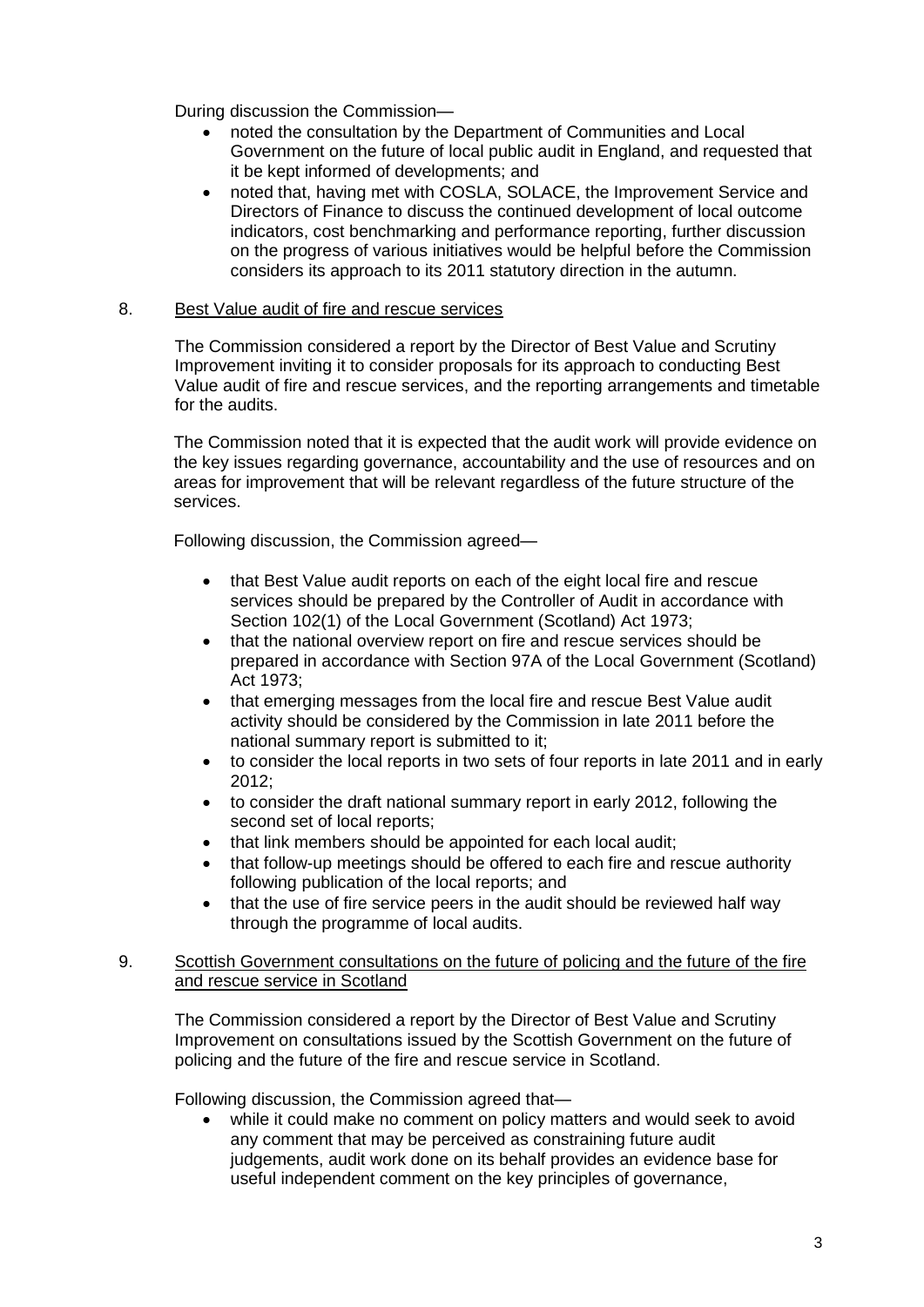During discussion the Commission—

- noted the consultation by the Department of Communities and Local Government on the future of local public audit in England, and requested that it be kept informed of developments; and
- noted that, having met with COSLA, SOLACE, the Improvement Service and Directors of Finance to discuss the continued development of local outcome indicators, cost benchmarking and performance reporting, further discussion on the progress of various initiatives would be helpful before the Commission considers its approach to its 2011 statutory direction in the autumn.

8. Best Value audit of fire and rescue services

The Commission considered a report by the Director of Best Value and Scrutiny Improvement inviting it to consider proposals for its approach to conducting Best Value audit of fire and rescue services, and the reporting arrangements and timetable for the audits.

The Commission noted that it is expected that the audit work will provide evidence on the key issues regarding governance, accountability and the use of resources and on areas for improvement that will be relevant regardless of the future structure of the services.

Following discussion, the Commission agreed—

- that Best Value audit reports on each of the eight local fire and rescue services should be prepared by the Controller of Audit in accordance with Section 102(1) of the Local Government (Scotland) Act 1973;
- that the national overview report on fire and rescue services should be prepared in accordance with Section 97A of the Local Government (Scotland) Act 1973;
- that emerging messages from the local fire and rescue Best Value audit activity should be considered by the Commission in late 2011 before the national summary report is submitted to it;
- to consider the local reports in two sets of four reports in late 2011 and in early 2012;
- to consider the draft national summary report in early 2012, following the second set of local reports;
- that link members should be appointed for each local audit;
- that follow-up meetings should be offered to each fire and rescue authority following publication of the local reports; and
- that the use of fire service peers in the audit should be reviewed half way through the programme of local audits.

9. Scottish Government consultations on the future of policing and the future of the fire and rescue service in Scotland

The Commission considered a report by the Director of Best Value and Scrutiny Improvement on consultations issued by the Scottish Government on the future of policing and the future of the fire and rescue service in Scotland.

Following discussion, the Commission agreed that—

- while it could make no comment on policy matters and would seek to avoid any comment that may be perceived as constraining future audit judgements, audit work done on its behalf provides an evidence base for useful independent comment on the key principles of governance,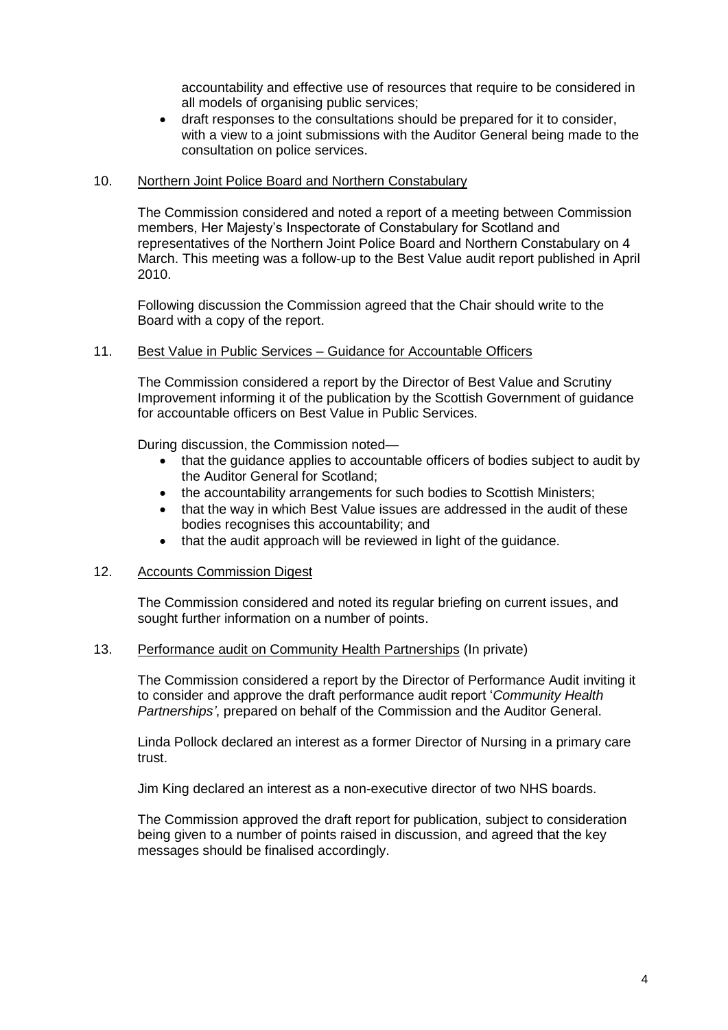accountability and effective use of resources that require to be considered in all models of organising public services;
- draft responses to the consultations should be prepared for it to consider, with a view to a joint submissions with the Auditor General being made to the consultation on police services.

10. Northern Joint Police Board and Northern Constabulary

The Commission considered and noted a report of a meeting between Commission members, Her Majesty's Inspectorate of Constabulary for Scotland and representatives of the Northern Joint Police Board and Northern Constabulary on 4 March. This meeting was a follow-up to the Best Value audit report published in April 2010.

Following discussion the Commission agreed that the Chair should write to the Board with a copy of the report.

11. Best Value in Public Services – Guidance for Accountable Officers

The Commission considered a report by the Director of Best Value and Scrutiny Improvement informing it of the publication by the Scottish Government of guidance for accountable officers on Best Value in Public Services.

During discussion, the Commission noted—

- that the guidance applies to accountable officers of bodies subject to audit by the Auditor General for Scotland;
- the accountability arrangements for such bodies to Scottish Ministers;
- that the way in which Best Value issues are addressed in the audit of these bodies recognises this accountability; and
- that the audit approach will be reviewed in light of the guidance.

12. Accounts Commission Digest

The Commission considered and noted its regular briefing on current issues, and sought further information on a number of points.

13. Performance audit on Community Health Partnerships (In private)

The Commission considered a report by the Director of Performance Audit inviting it to consider and approve the draft performance audit report '*Community Health Partnerships'*, prepared on behalf of the Commission and the Auditor General.

Linda Pollock declared an interest as a former Director of Nursing in a primary care trust.

Jim King declared an interest as a non-executive director of two NHS boards.

The Commission approved the draft report for publication, subject to consideration being given to a number of points raised in discussion, and agreed that the key messages should be finalised accordingly.